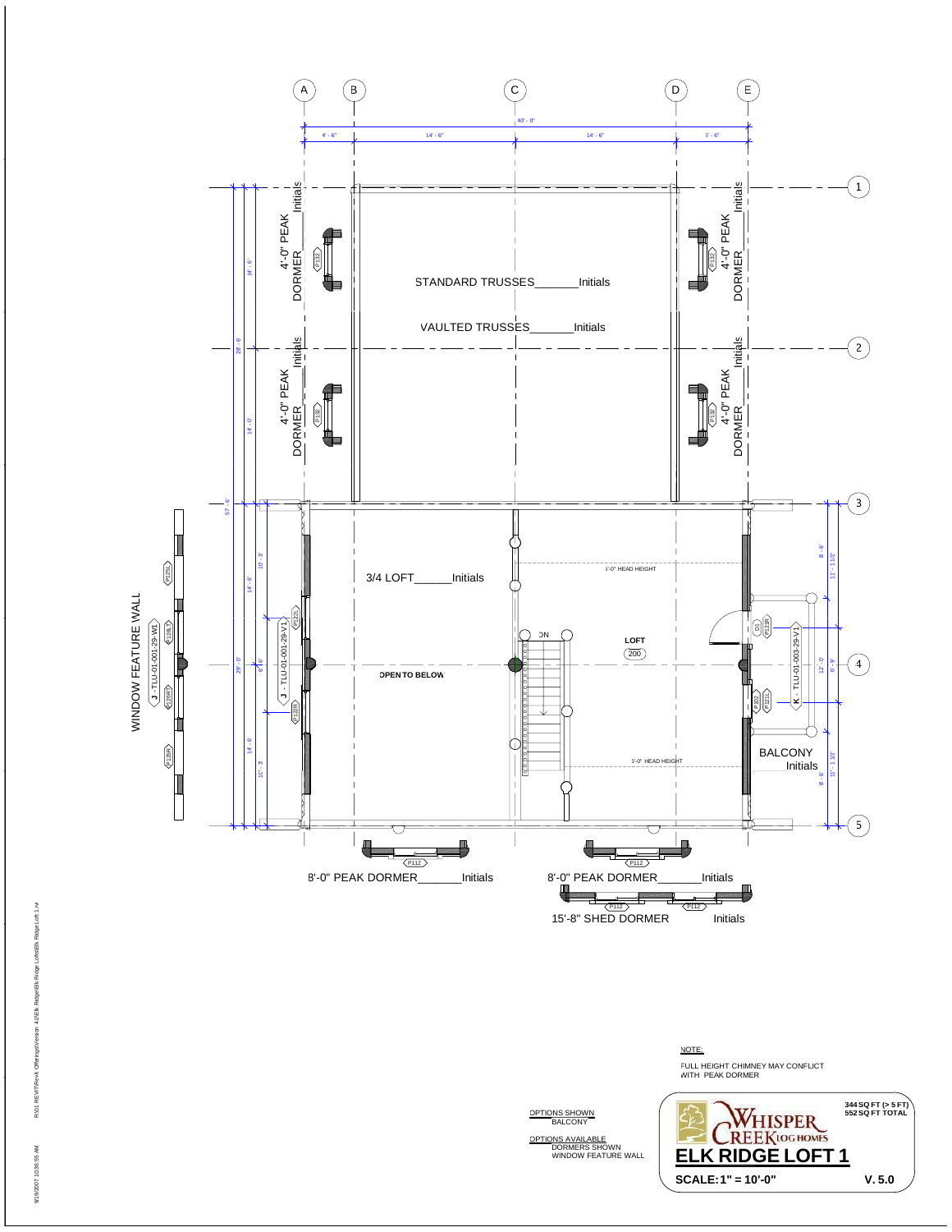A B C D E

40' - 0"

6' - 6" | 14' - 6" | 14' - 6" | 3' - 6"

1 2 3 4 5

4'-0" PEAK DORMER_____Initials

4'-0" PEAK DORMER_____Initials

4'-0" PEAK DORMER_____Initials

4'-0" PEAK DORMER_____Initials

STANDARD TRUSSES_______Initials

VAULTED TRUSSES_______Initials

3/4 LOFT______Initials

5'-0" HEAD HEIGHT

DN

LOFT
200

OPEN TO BELOW

5'-0" HEAD HEIGHT

WINDOW FEATURE WALL

J - TLU-01-001-29-WI

J - TLU-01-001-29-V1

K - TLU-01-003-29-V1

BALCONY
Initials

8'-0" PEAK DORMER_______Initials

8'-0" PEAK DORMER_______Initials

15'-8" SHED DORMER Initials

NOTE:

FULL HEIGHT CHIMNEY MAY CONFLICT WITH PEAK DORMER

OPTIONS SHOWN
BALCONY

OPTIONS AVAILABLE
DORMERS SHOWN
WINDOW FEATURE WALL

WHISPER CREEK LOG HOMES

344 SQ FT (> 5 FT)
552 SQ FT TOTAL

# ELK RIDGE LOFT 1

SCALE: 1" = 10'-0"

V. 5.0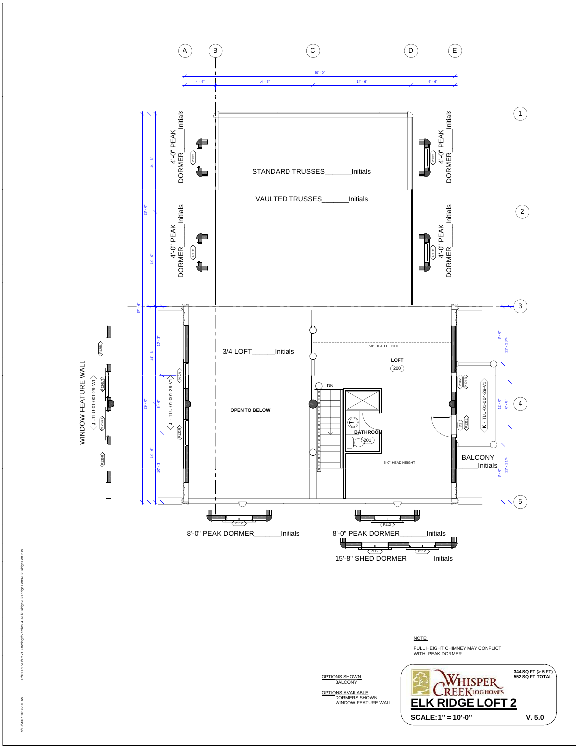A B C D E

40' - 0"

4' - 6" 14' - 6" 14' - 6" 5' - 6"

1

2

3

4

5

4'-0" PEAK DORMER_____Initials

P132

STANDARD TRUSSES_______Initials

VAULTED TRUSSES_______Initials

3/4 LOFT______Initials

5'-0" HEAD HEIGHT

LOFT

200

DN

OPEN TO BELOW

BATHROOM

201

5'-0" HEAD HEIGHT

BALCONY

Initials

WINDOW FEATURE WALL

J - TLU-01-001-29-W1

J - TLU-01-001-29-V1

K - TLU-01-004-29-V1

P125L P126LT P126RT P125R P122L P122R P102 P121R P121L D1

8'-0" PEAK DORMER_______Initials

8'-0" PEAK DORMER_______Initials

P112

15'-8" SHED DORMER Initials

NOTE:

FULL HEIGHT CHIMNEY MAY CONFLICT WITH PEAK DORMER

OPTIONS SHOWN
- BALCONY

OPTIONS AVAILABLE
- DORMERS SHOWN
- WINDOW FEATURE WALL

WHISPER CREEK LOG HOMES

344 SQ FT (> 5 FT)
552 SQ FT TOTAL

# ELK RIDGE LOFT 2

**SCALE: 1" = 10'-0"** **V. 5.0**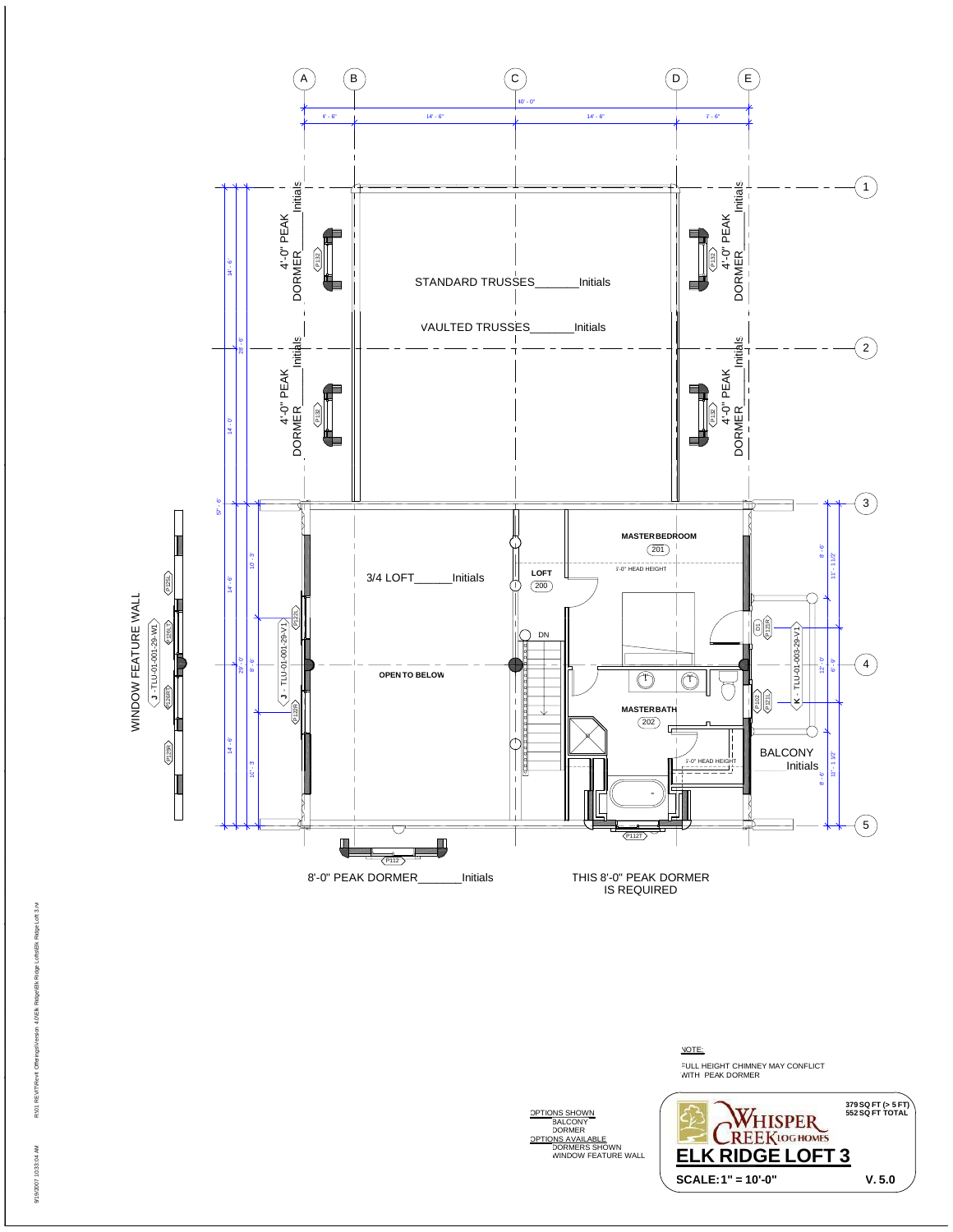4'-0" PEAK DORMER_____Initials

4'-0" PEAK DORMER_____Initials

4'-0" PEAK DORMER_____Initials

4'-0" PEAK DORMER_____Initials

STANDARD TRUSSES_______Initials

VAULTED TRUSSES_______Initials

3/4 LOFT______Initials

LOFT 200

MASTER BEDROOM 201

5'-0" HEAD HEIGHT

OPEN TO BELOW

DN

MASTER BATH 202

5'-0" HEAD HEIGHT

BALCONY
_____Initials

WINDOW FEATURE WALL

J - TLU-01-001-29-W1

J - TLU-01-001-29-V1

K - TLU-01-003-29-V1

8'-0" PEAK DORMER_______Initials

THIS 8'-0" PEAK DORMER
IS REQUIRED

40' - 0"

4' - 6" | 14' - 6" | 14' - 6" | 6' - 6"

NOTE:
FULL HEIGHT CHIMNEY MAY CONFLICT WITH PEAK DORMER

OPTIONS SHOWN
- BALCONY
- DORMER

OPTIONS AVAILABLE
- DORMERS SHOWN
- WINDOW FEATURE WALL

WHISPER CREEK LOG HOMES

379 SQ FT (> 5 FT)
552 SQ FT TOTAL

# ELK RIDGE LOFT 3

SCALE: 1" = 10'-0"

V. 5.0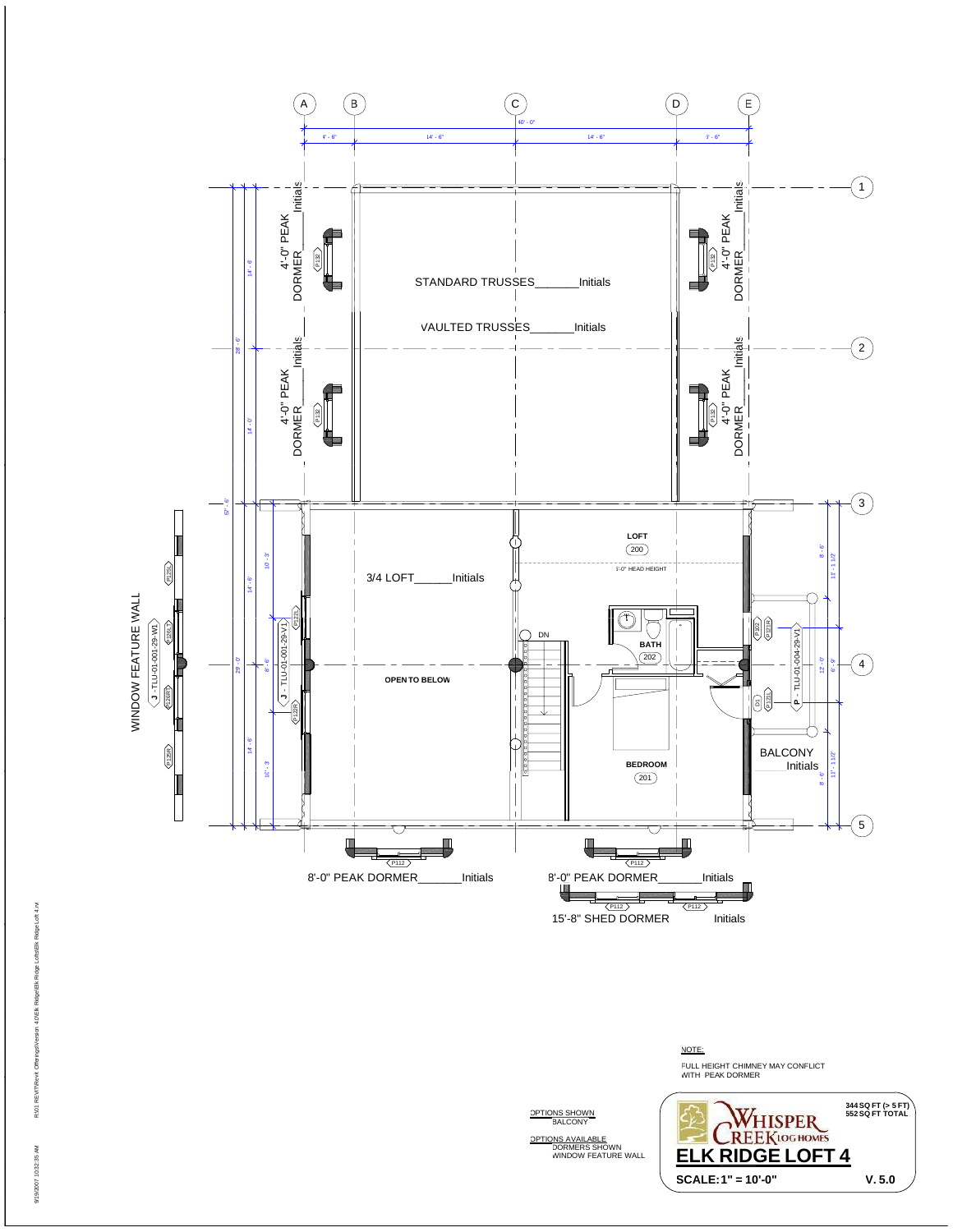STANDARD TRUSSES_______Initials

VAULTED TRUSSES_______Initials

4'-0" PEAK DORMER_____Initials

4'-0" PEAK DORMER_____Initials

4'-0" PEAK DORMER_____Initials

4'-0" PEAK DORMER_____Initials

3/4 LOFT______Initials

LOFT 200

5'-0" HEAD HEIGHT

BATH 202

BEDROOM 201

OPEN TO BELOW

DN

BALCONY _______Initials

WINDOW FEATURE WALL

J - TLU-01-001-29-W1

J - TLU-01-001-29-V1

P - TLU-01-004-29-V1

8'-0" PEAK DORMER_______Initials

8'-0" PEAK DORMER_______Initials

15'-8" SHED DORMER Initials

40' - 0"

4' - 8" | 14' - 6" | 14' - 6" | 3' - 6"

57' - 6"

28' - 6" | 29' - 0"

14' - 6" | 14' - 0" | 14' - 6" | 14' - 6"

10' - 3" | 8' - 6" | 10' - 3"

8' - 6" | 12' - 0" | 8' - 6"

11' - 1 1/2" | 6' - 9" | 11' - 1 1/2"

NOTE:

FULL HEIGHT CHIMNEY MAY CONFLICT WITH PEAK DORMER

OPTIONS SHOWN
BALCONY

OPTIONS AVAILABLE
DORMERS SHOWN
WINDOW FEATURE WALL

344 SQ FT (> 5 FT)
552 SQ FT TOTAL

WHISPER CREEK LOG HOMES

# ELK RIDGE LOFT 4

SCALE: 1" = 10'-0"

V. 5.0

R:\01 REVIT\Revit Offerings\Version 4.0\Elk Ridge\Elk Ridge Lofts\Elk Ridge Loft 4.rvt

9/19/2007 10:32:35 AM